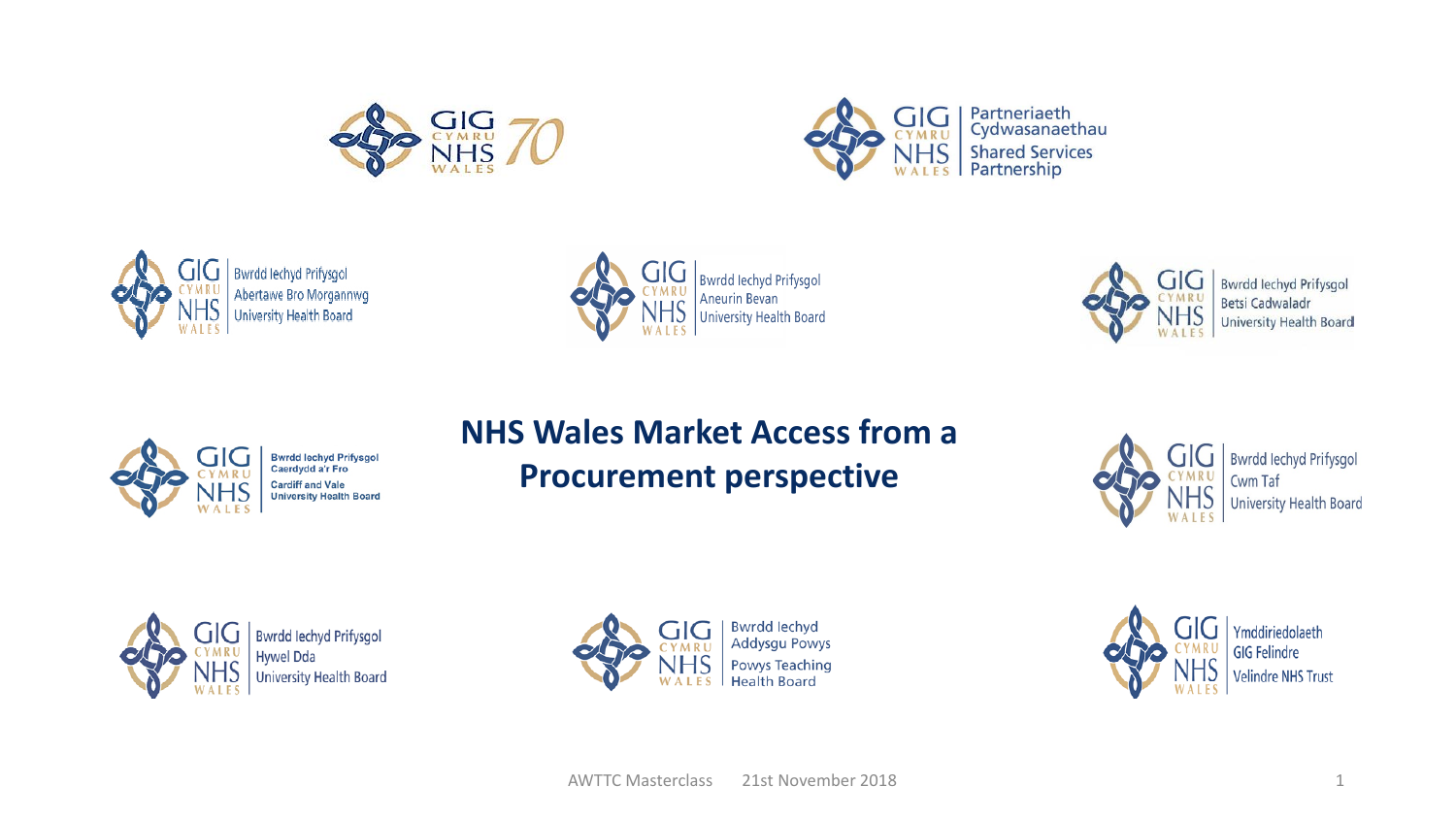GIG CYMRU NHS WALES 70

GIG CYMRU NHS WALES Partneriaeth Cydwasanaethau Shared Services Partnership

GIG CYMRU NHS WALES Bwrdd Iechyd Prifysgol Abertawe Bro Morgannwg University Health Board

GIG CYMRU NHS WALES Bwrdd Iechyd Prifysgol Aneurin Bevan University Health Board

GIG CYMRU NHS WALES Bwrdd Iechyd Prifysgol Betsi Cadwaladr University Health Board

GIG CYMRU NHS WALES Bwrdd Iechyd Prifysgol Caerdydd a'r Fro Cardiff and Vale University Health Board

# NHS Wales Market Access from a Procurement perspective

GIG CYMRU NHS WALES Bwrdd Iechyd Prifysgol Cwm Taf University Health Board

GIG CYMRU NHS WALES Bwrdd Iechyd Prifysgol Hywel Dda University Health Board

GIG CYMRU NHS WALES Bwrdd Iechyd Addysgu Powys Powys Teaching Health Board

GIG CYMRU NHS WALES Ymddiriedolaeth GIG Felindre Velindre NHS Trust

AWTTC Masterclass 21st November 2018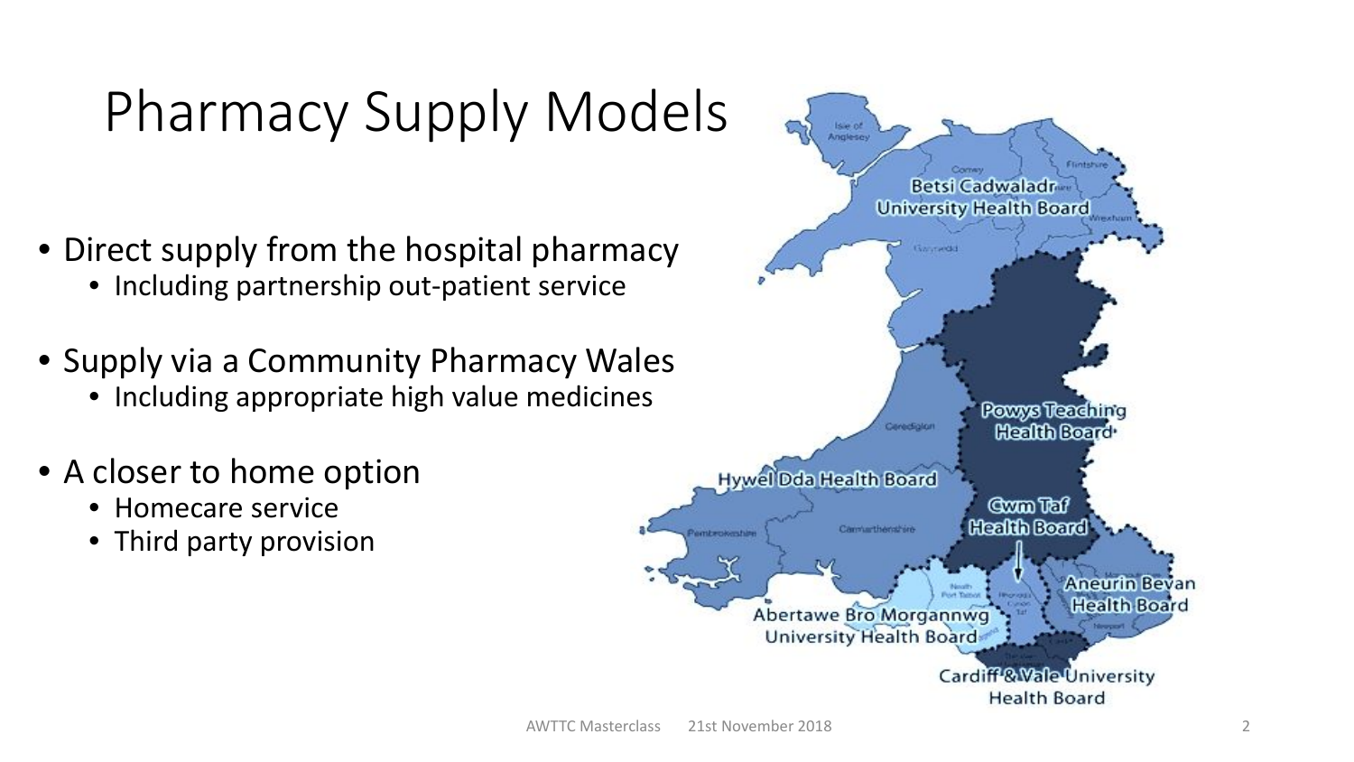# Pharmacy Supply Models

- Direct supply from the hospital pharmacy
  - Including partnership out-patient service
- Supply via a Community Pharmacy Wales
  - Including appropriate high value medicines
- A closer to home option
  - Homecare service
  - Third party provision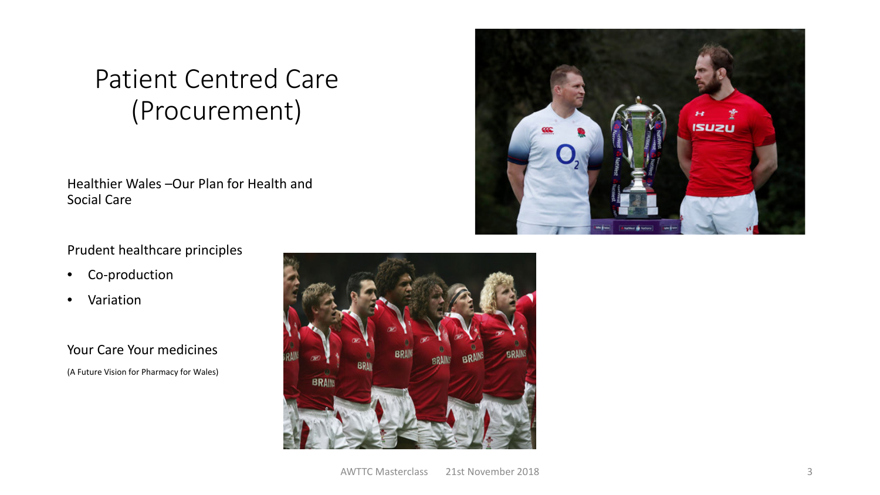# Patient Centred Care (Procurement)

Healthier Wales –Our Plan for Health and Social Care

Prudent healthcare principles

- Co-production
- Variation

Your Care Your medicines

(A Future Vision for Pharmacy for Wales)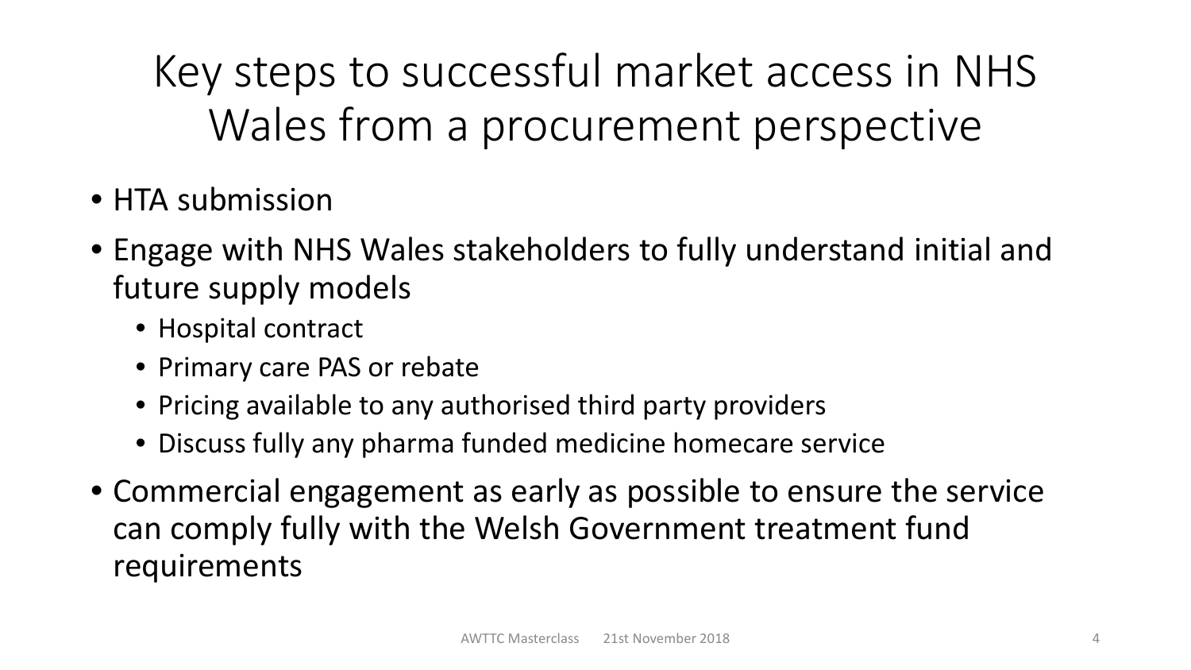# Key steps to successful market access in NHS Wales from a procurement perspective

- HTA submission
- Engage with NHS Wales stakeholders to fully understand initial and future supply models
  - Hospital contract
  - Primary care PAS or rebate
  - Pricing available to any authorised third party providers
  - Discuss fully any pharma funded medicine homecare service
- Commercial engagement as early as possible to ensure the service can comply fully with the Welsh Government treatment fund requirements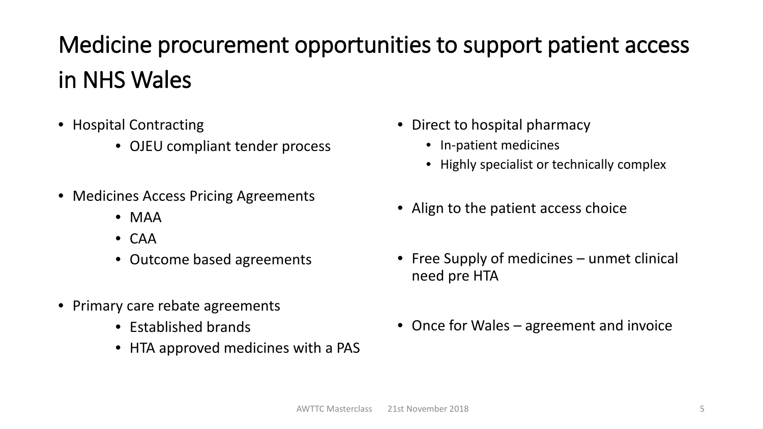# Medicine procurement opportunities to support patient access in NHS Wales

- Hospital Contracting
    - OJEU compliant tender process
- Medicines Access Pricing Agreements
    - MAA
    - CAA
    - Outcome based agreements
- Primary care rebate agreements
    - Established brands
    - HTA approved medicines with a PAS
- Direct to hospital pharmacy
    - In-patient medicines
    - Highly specialist or technically complex
- Align to the patient access choice
- Free Supply of medicines – unmet clinical need pre HTA
- Once for Wales – agreement and invoice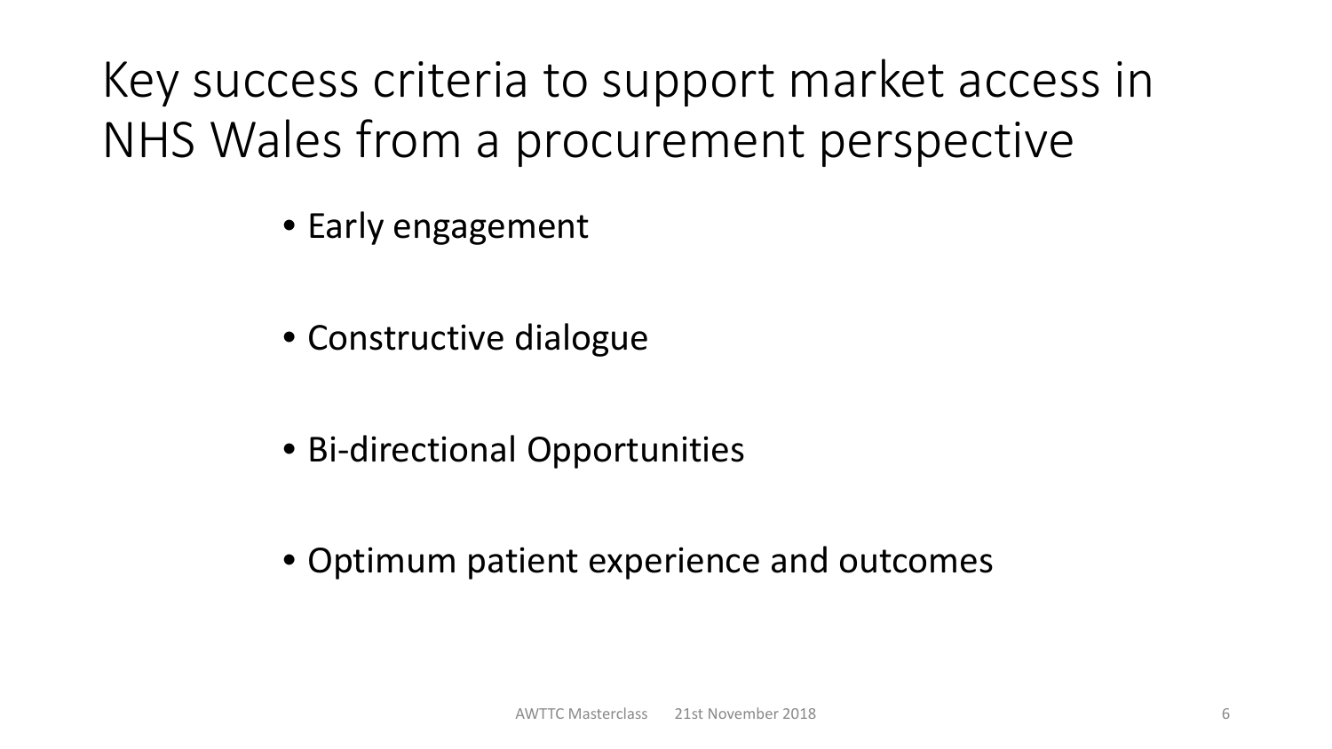# Key success criteria to support market access in NHS Wales from a procurement perspective

- Early engagement
- Constructive dialogue
- Bi-directional Opportunities
- Optimum patient experience and outcomes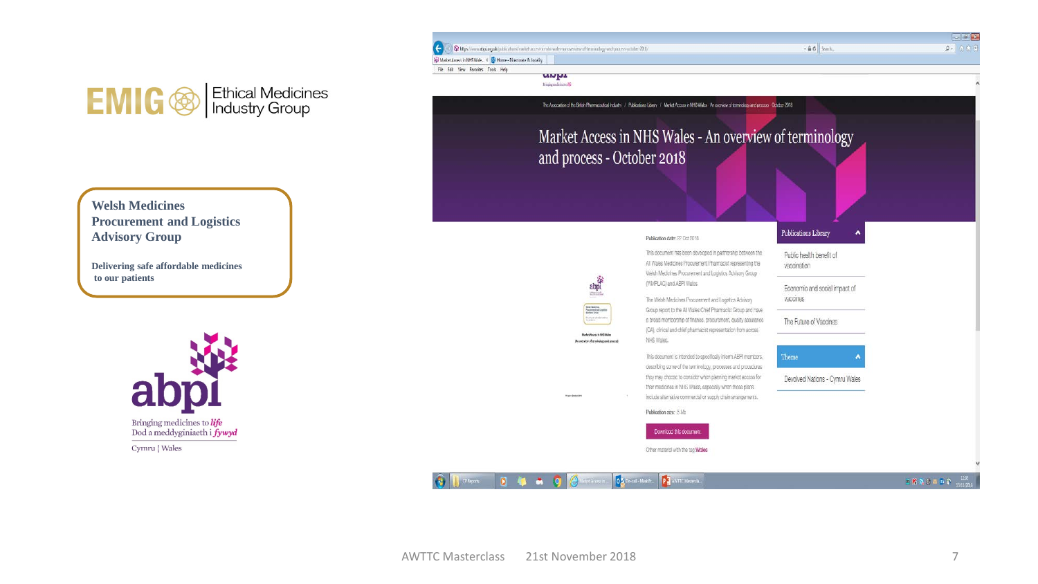EMIG | Ethical Medicines Industry Group

**Welsh Medicines Procurement and Logistics Advisory Group**

**Delivering safe affordable medicines to our patients**

abpi

Bringing medicines to *life*

Dod a meddyginiaeth i *fywyd*

Cymru | Wales

# Market Access in NHS Wales - An overview of terminology and process - October 2018

Publication date: 22 Oct 2018

This document has been developed in partnership between the All Wales Medicines Procurement Pharmacist representing the Welsh Medicines Procurement and Logistics Advisory Group (WMPLAG) and ABPI Wales.

The Welsh Medicines Procurement and Logistics Advisory Group report to the All Wales Chief Pharmacist Group and have a broad membership of finance, procurement, quality assurance (QA), clinical and chief pharmacist representation from across NHS Wales.

This document is intended to specifically inform ABPI members, describing some of the terminology, processes and procedures they may choose to consider when planning market access for their medicines in NHS Wales, especially when those plans include alternative commercial or supply chain arrangements.

Publication size: 3 Mb

Download this document

Other material with the tag Wales

Publications Library

- Public health benefit of vaccination
- Economic and social impact of vaccines
- The Future of Vaccines

Theme

- Devolved Nations - Cymru Wales

AWTTC Masterclass 21st November 2018